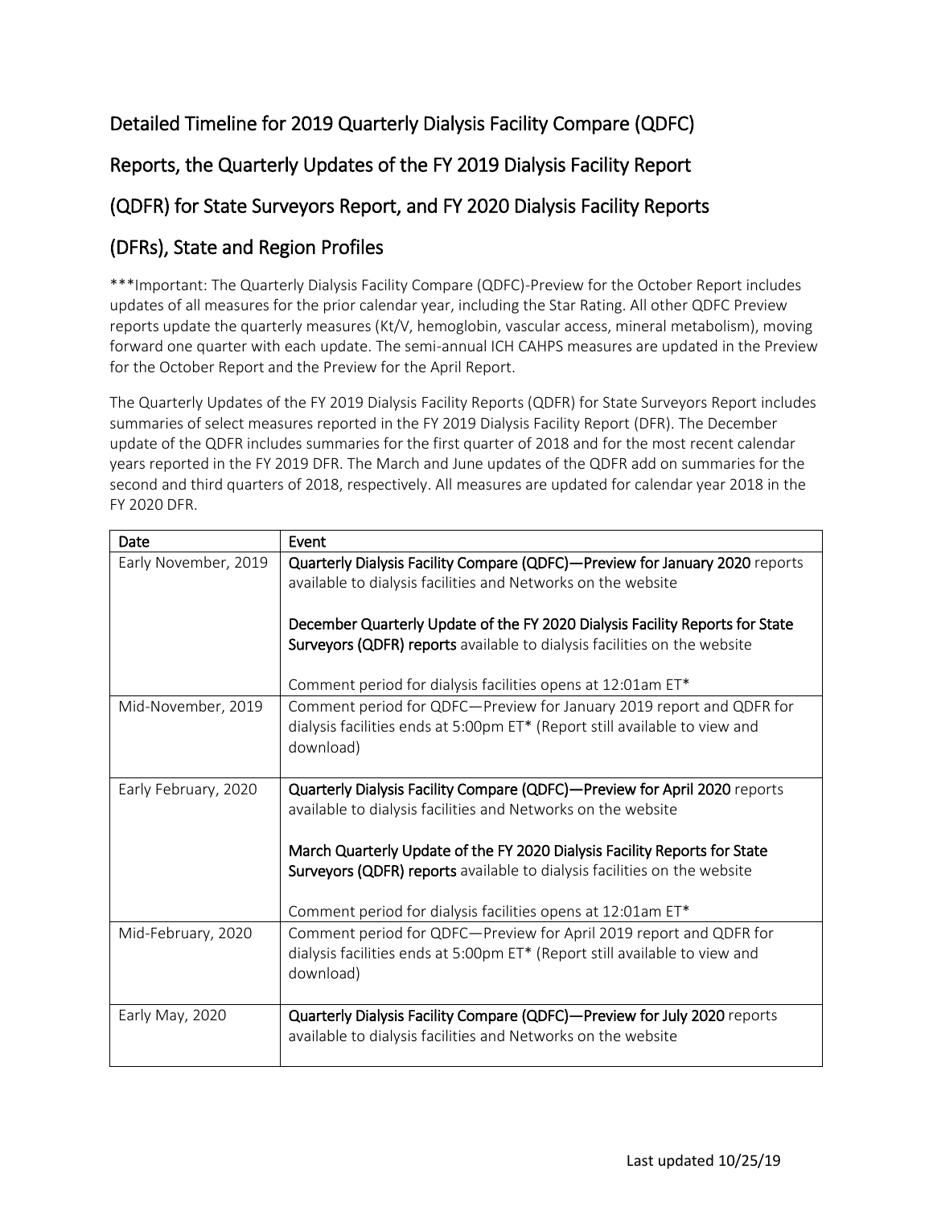## Detailed Timeline for 2019 Quarterly Dialysis Facility Compare (QDFC) Reports, the Quarterly Updates of the FY 2019 Dialysis Facility Report (QDFR) for State Surveyors Report, and FY 2020 Dialysis Facility Reports (DFRs), State and Region Profiles

***Important: The Quarterly Dialysis Facility Compare (QDFC)-Preview for the October Report includes updates of all measures for the prior calendar year, including the Star Rating. All other QDFC Preview reports update the quarterly measures (Kt/V, hemoglobin, vascular access, mineral metabolism), moving forward one quarter with each update. The semi-annual ICH CAHPS measures are updated in the Preview for the October Report and the Preview for the April Report.

The Quarterly Updates of the FY 2019 Dialysis Facility Reports (QDFR) for State Surveyors Report includes summaries of select measures reported in the FY 2019 Dialysis Facility Report (DFR). The December update of the QDFR includes summaries for the first quarter of 2018 and for the most recent calendar years reported in the FY 2019 DFR. The March and June updates of the QDFR add on summaries for the second and third quarters of 2018, respectively. All measures are updated for calendar year 2018 in the FY 2020 DFR.

| Date | Event |
|---|---|
| Early November, 2019 | **Quarterly Dialysis Facility Compare (QDFC)—Preview for January 2020** reports available to dialysis facilities and Networks on the website<br><br>**December Quarterly Update of the FY 2020 Dialysis Facility Reports for State Surveyors (QDFR) reports** available to dialysis facilities on the website<br><br>Comment period for dialysis facilities opens at 12:01am ET* |
| Mid-November, 2019 | Comment period for QDFC—Preview for January 2019 report and QDFR for dialysis facilities ends at 5:00pm ET* (Report still available to view and download) |
| Early February, 2020 | **Quarterly Dialysis Facility Compare (QDFC)—Preview for April 2020** reports available to dialysis facilities and Networks on the website<br><br>**March Quarterly Update of the FY 2020 Dialysis Facility Reports for State Surveyors (QDFR) reports** available to dialysis facilities on the website<br><br>Comment period for dialysis facilities opens at 12:01am ET* |
| Mid-February, 2020 | Comment period for QDFC—Preview for April 2019 report and QDFR for dialysis facilities ends at 5:00pm ET* (Report still available to view and download) |
| Early May, 2020 | **Quarterly Dialysis Facility Compare (QDFC)—Preview for July 2020** reports available to dialysis facilities and Networks on the website |

Last updated 10/25/19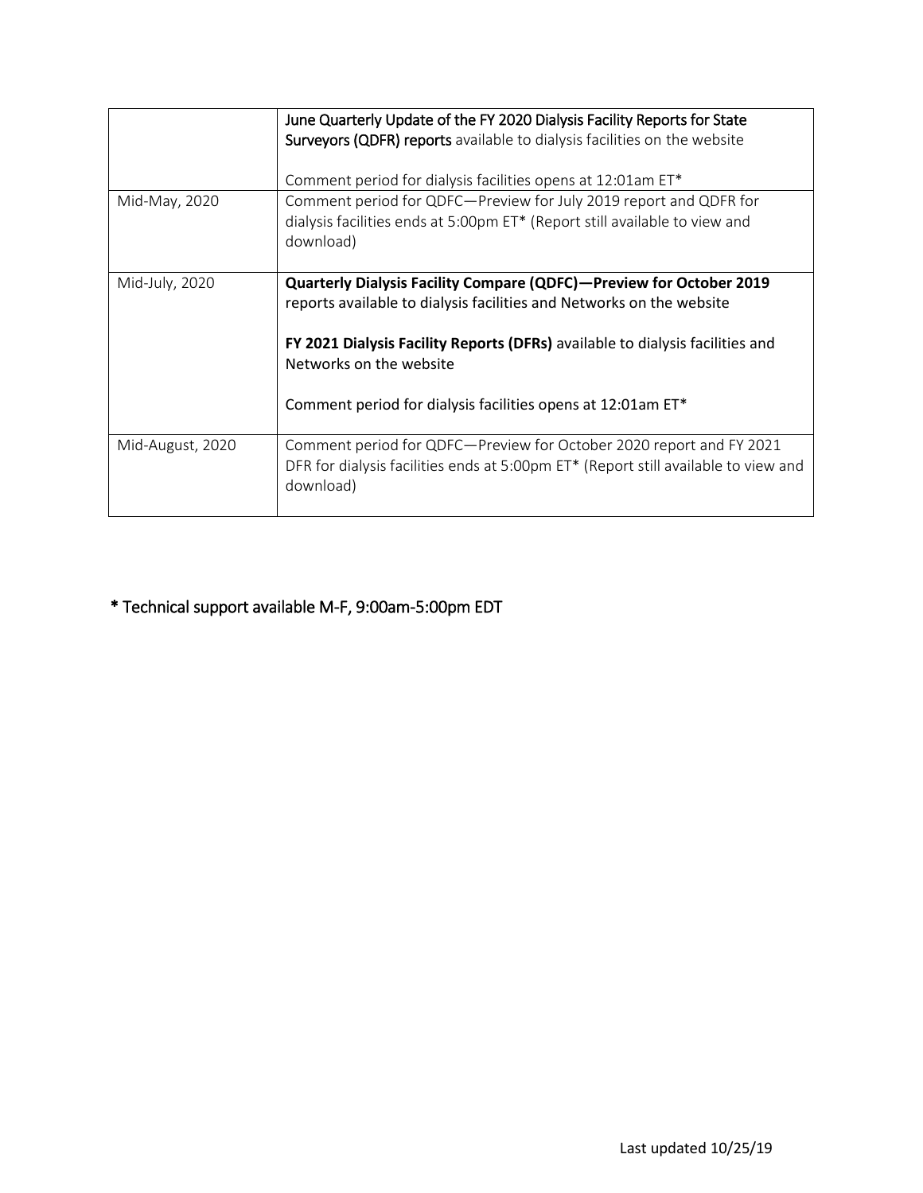| | |
|---|---|
| | **June Quarterly Update of the FY 2020 Dialysis Facility Reports for State Surveyors (QDFR) reports** available to dialysis facilities on the website<br><br>Comment period for dialysis facilities opens at 12:01am ET* |
| Mid-May, 2020 | Comment period for QDFC—Preview for July 2019 report and QDFR for dialysis facilities ends at 5:00pm ET* (Report still available to view and download) |
| Mid-July, 2020 | **Quarterly Dialysis Facility Compare (QDFC)—Preview for October 2019** reports available to dialysis facilities and Networks on the website<br><br>**FY 2021 Dialysis Facility Reports (DFRs)** available to dialysis facilities and Networks on the website<br><br>Comment period for dialysis facilities opens at 12:01am ET* |
| Mid-August, 2020 | Comment period for QDFC—Preview for October 2020 report and FY 2021 DFR for dialysis facilities ends at 5:00pm ET* (Report still available to view and download) |

**\* Technical support available M-F, 9:00am-5:00pm EDT**

Last updated 10/25/19